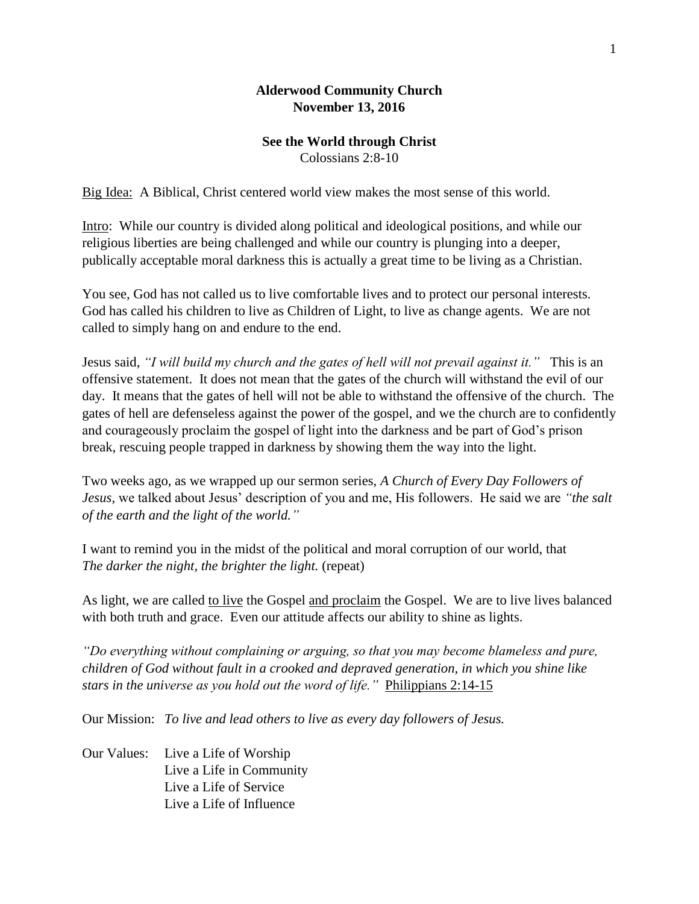**Alderwood Community Church**
**November 13, 2016**

**See the World through Christ**
Colossians 2:8-10

Big Idea: A Biblical, Christ centered world view makes the most sense of this world.

Intro: While our country is divided along political and ideological positions, and while our religious liberties are being challenged and while our country is plunging into a deeper, publically acceptable moral darkness this is actually a great time to be living as a Christian.

You see, God has not called us to live comfortable lives and to protect our personal interests. God has called his children to live as Children of Light, to live as change agents. We are not called to simply hang on and endure to the end.

Jesus said, *"I will build my church and the gates of hell will not prevail against it."* This is an offensive statement. It does not mean that the gates of the church will withstand the evil of our day. It means that the gates of hell will not be able to withstand the offensive of the church. The gates of hell are defenseless against the power of the gospel, and we the church are to confidently and courageously proclaim the gospel of light into the darkness and be part of God's prison break, rescuing people trapped in darkness by showing them the way into the light.

Two weeks ago, as we wrapped up our sermon series, *A Church of Every Day Followers of Jesus*, we talked about Jesus' description of you and me, His followers. He said we are *"the salt of the earth and the light of the world."*

I want to remind you in the midst of the political and moral corruption of our world, that
*The darker the night, the brighter the light.* (repeat)

As light, we are called to live the Gospel and proclaim the Gospel. We are to live lives balanced with both truth and grace. Even our attitude affects our ability to shine as lights.

*"Do everything without complaining or arguing, so that you may become blameless and pure, children of God without fault in a crooked and depraved generation, in which you shine like stars in the universe as you hold out the word of life."* Philippians 2:14-15

Our Mission: *To live and lead others to live as every day followers of Jesus.*

Our Values:
- Live a Life of Worship
- Live a Life in Community
- Live a Life of Service
- Live a Life of Influence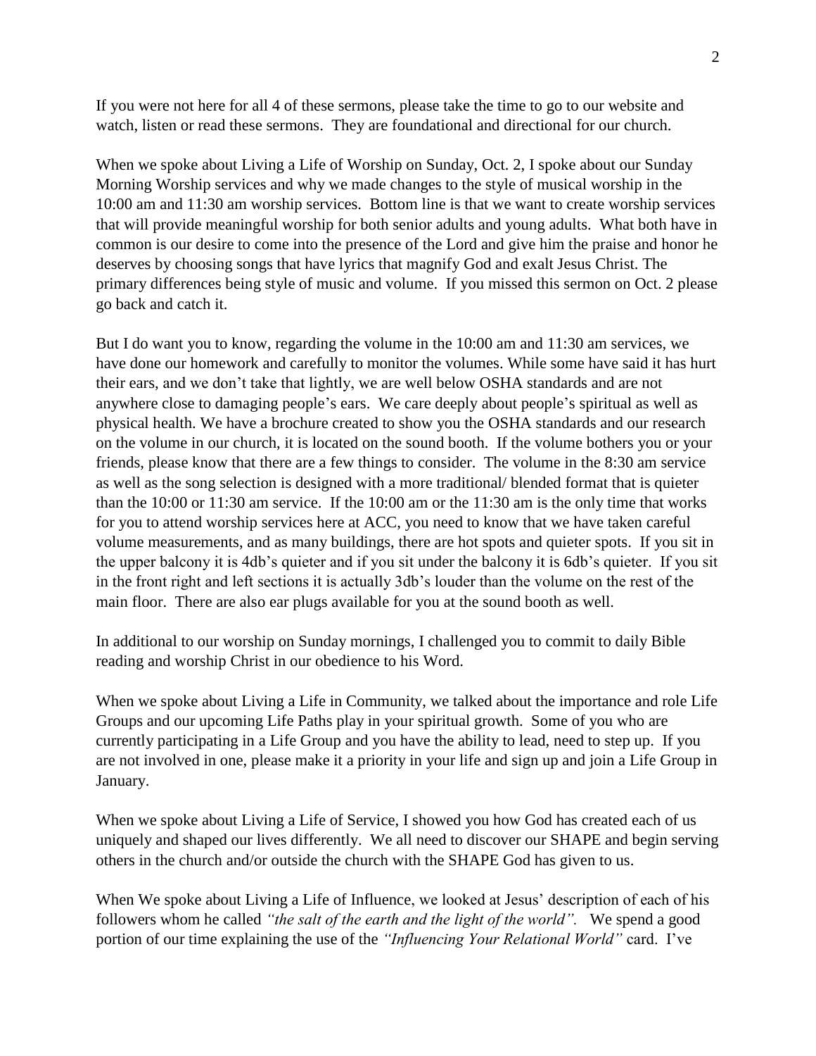If you were not here for all 4 of these sermons, please take the time to go to our website and watch, listen or read these sermons. They are foundational and directional for our church.

When we spoke about Living a Life of Worship on Sunday, Oct. 2, I spoke about our Sunday Morning Worship services and why we made changes to the style of musical worship in the 10:00 am and 11:30 am worship services. Bottom line is that we want to create worship services that will provide meaningful worship for both senior adults and young adults. What both have in common is our desire to come into the presence of the Lord and give him the praise and honor he deserves by choosing songs that have lyrics that magnify God and exalt Jesus Christ. The primary differences being style of music and volume. If you missed this sermon on Oct. 2 please go back and catch it.

But I do want you to know, regarding the volume in the 10:00 am and 11:30 am services, we have done our homework and carefully to monitor the volumes. While some have said it has hurt their ears, and we don't take that lightly, we are well below OSHA standards and are not anywhere close to damaging people's ears. We care deeply about people's spiritual as well as physical health. We have a brochure created to show you the OSHA standards and our research on the volume in our church, it is located on the sound booth. If the volume bothers you or your friends, please know that there are a few things to consider. The volume in the 8:30 am service as well as the song selection is designed with a more traditional/ blended format that is quieter than the 10:00 or 11:30 am service. If the 10:00 am or the 11:30 am is the only time that works for you to attend worship services here at ACC, you need to know that we have taken careful volume measurements, and as many buildings, there are hot spots and quieter spots. If you sit in the upper balcony it is 4db's quieter and if you sit under the balcony it is 6db's quieter. If you sit in the front right and left sections it is actually 3db's louder than the volume on the rest of the main floor. There are also ear plugs available for you at the sound booth as well.

In additional to our worship on Sunday mornings, I challenged you to commit to daily Bible reading and worship Christ in our obedience to his Word.

When we spoke about Living a Life in Community, we talked about the importance and role Life Groups and our upcoming Life Paths play in your spiritual growth. Some of you who are currently participating in a Life Group and you have the ability to lead, need to step up. If you are not involved in one, please make it a priority in your life and sign up and join a Life Group in January.

When we spoke about Living a Life of Service, I showed you how God has created each of us uniquely and shaped our lives differently. We all need to discover our SHAPE and begin serving others in the church and/or outside the church with the SHAPE God has given to us.

When We spoke about Living a Life of Influence, we looked at Jesus' description of each of his followers whom he called *"the salt of the earth and the light of the world".* We spend a good portion of our time explaining the use of the *"Influencing Your Relational World"* card. I've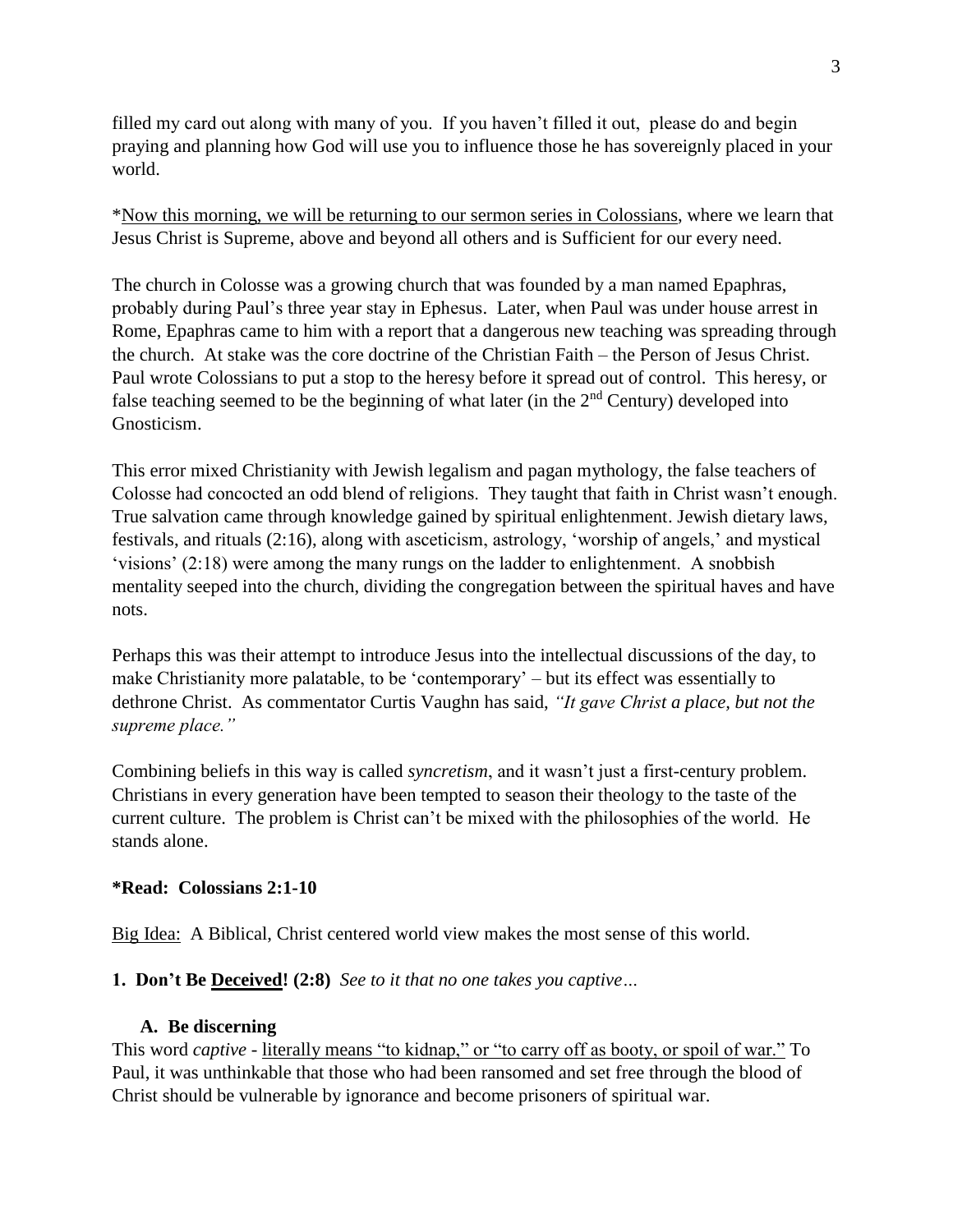filled my card out along with many of you. If you haven't filled it out, please do and begin praying and planning how God will use you to influence those he has sovereignly placed in your world.

*<u>Now this morning, we will be returning to our sermon series in Colossians</u>, where we learn that Jesus Christ is Supreme, above and beyond all others and is Sufficient for our every need.

The church in Colosse was a growing church that was founded by a man named Epaphras, probably during Paul's three year stay in Ephesus. Later, when Paul was under house arrest in Rome, Epaphras came to him with a report that a dangerous new teaching was spreading through the church. At stake was the core doctrine of the Christian Faith – the Person of Jesus Christ. Paul wrote Colossians to put a stop to the heresy before it spread out of control. This heresy, or false teaching seemed to be the beginning of what later (in the 2nd Century) developed into Gnosticism.

This error mixed Christianity with Jewish legalism and pagan mythology, the false teachers of Colosse had concocted an odd blend of religions. They taught that faith in Christ wasn't enough. True salvation came through knowledge gained by spiritual enlightenment. Jewish dietary laws, festivals, and rituals (2:16), along with asceticism, astrology, 'worship of angels,' and mystical 'visions' (2:18) were among the many rungs on the ladder to enlightenment. A snobbish mentality seeped into the church, dividing the congregation between the spiritual haves and have nots.

Perhaps this was their attempt to introduce Jesus into the intellectual discussions of the day, to make Christianity more palatable, to be 'contemporary' – but its effect was essentially to dethrone Christ. As commentator Curtis Vaughn has said, *"It gave Christ a place, but not the supreme place."*

Combining beliefs in this way is called *syncretism*, and it wasn't just a first-century problem. Christians in every generation have been tempted to season their theology to the taste of the current culture. The problem is Christ can't be mixed with the philosophies of the world. He stands alone.

**\*Read: Colossians 2:1-10**

<u>Big Idea:</u> A Biblical, Christ centered world view makes the most sense of this world.

**1. Don't Be <u>Deceived</u>! (2:8)** *See to it that no one takes you captive…*

**A. Be discerning**

This word *captive* - <u>literally means "to kidnap," or "to carry off as booty, or spoil of war."</u> To Paul, it was unthinkable that those who had been ransomed and set free through the blood of Christ should be vulnerable by ignorance and become prisoners of spiritual war.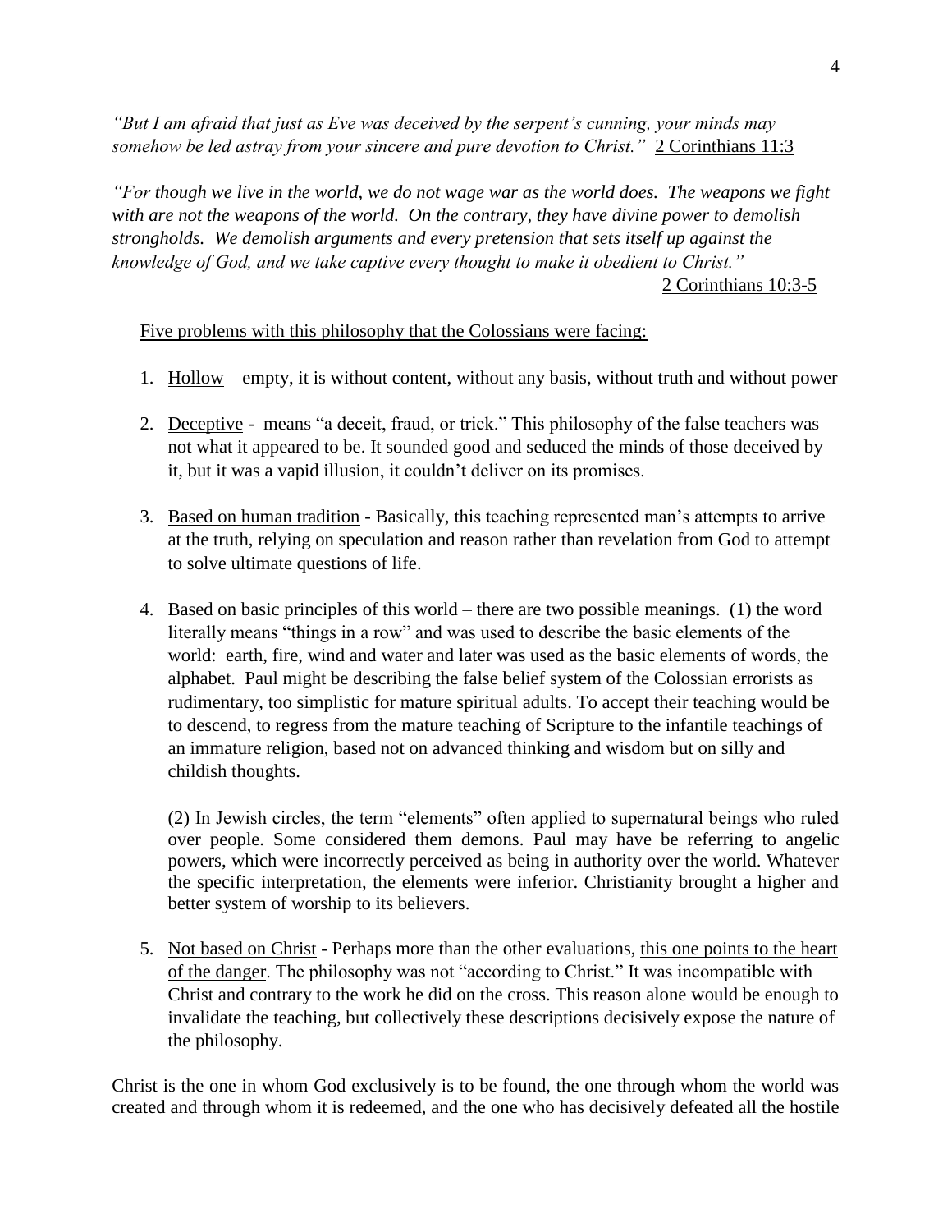*"But I am afraid that just as Eve was deceived by the serpent's cunning, your minds may somehow be led astray from your sincere and pure devotion to Christ."* <u>2 Corinthians 11:3</u>

*"For though we live in the world, we do not wage war as the world does. The weapons we fight with are not the weapons of the world. On the contrary, they have divine power to demolish strongholds. We demolish arguments and every pretension that sets itself up against the knowledge of God, and we take captive every thought to make it obedient to Christ."*
<u>2 Corinthians 10:3-5</u>

<u>Five problems with this philosophy that the Colossians were facing:</u>

1. <u>Hollow</u> – empty, it is without content, without any basis, without truth and without power

2. <u>Deceptive</u> - means "a deceit, fraud, or trick." This philosophy of the false teachers was not what it appeared to be. It sounded good and seduced the minds of those deceived by it, but it was a vapid illusion, it couldn't deliver on its promises.

3. <u>Based on human tradition</u> - Basically, this teaching represented man's attempts to arrive at the truth, relying on speculation and reason rather than revelation from God to attempt to solve ultimate questions of life.

4. <u>Based on basic principles of this world</u> – there are two possible meanings. (1) the word literally means "things in a row" and was used to describe the basic elements of the world: earth, fire, wind and water and later was used as the basic elements of words, the alphabet. Paul might be describing the false belief system of the Colossian errorists as rudimentary, too simplistic for mature spiritual adults. To accept their teaching would be to descend, to regress from the mature teaching of Scripture to the infantile teachings of an immature religion, based not on advanced thinking and wisdom but on silly and childish thoughts.

   (2) In Jewish circles, the term "elements" often applied to supernatural beings who ruled over people. Some considered them demons. Paul may have be referring to angelic powers, which were incorrectly perceived as being in authority over the world. Whatever the specific interpretation, the elements were inferior. Christianity brought a higher and better system of worship to its believers.

5. <u>Not based on Christ</u> - Perhaps more than the other evaluations, <u>this one points to the heart of the danger</u>. The philosophy was not "according to Christ." It was incompatible with Christ and contrary to the work he did on the cross. This reason alone would be enough to invalidate the teaching, but collectively these descriptions decisively expose the nature of the philosophy.

Christ is the one in whom God exclusively is to be found, the one through whom the world was created and through whom it is redeemed, and the one who has decisively defeated all the hostile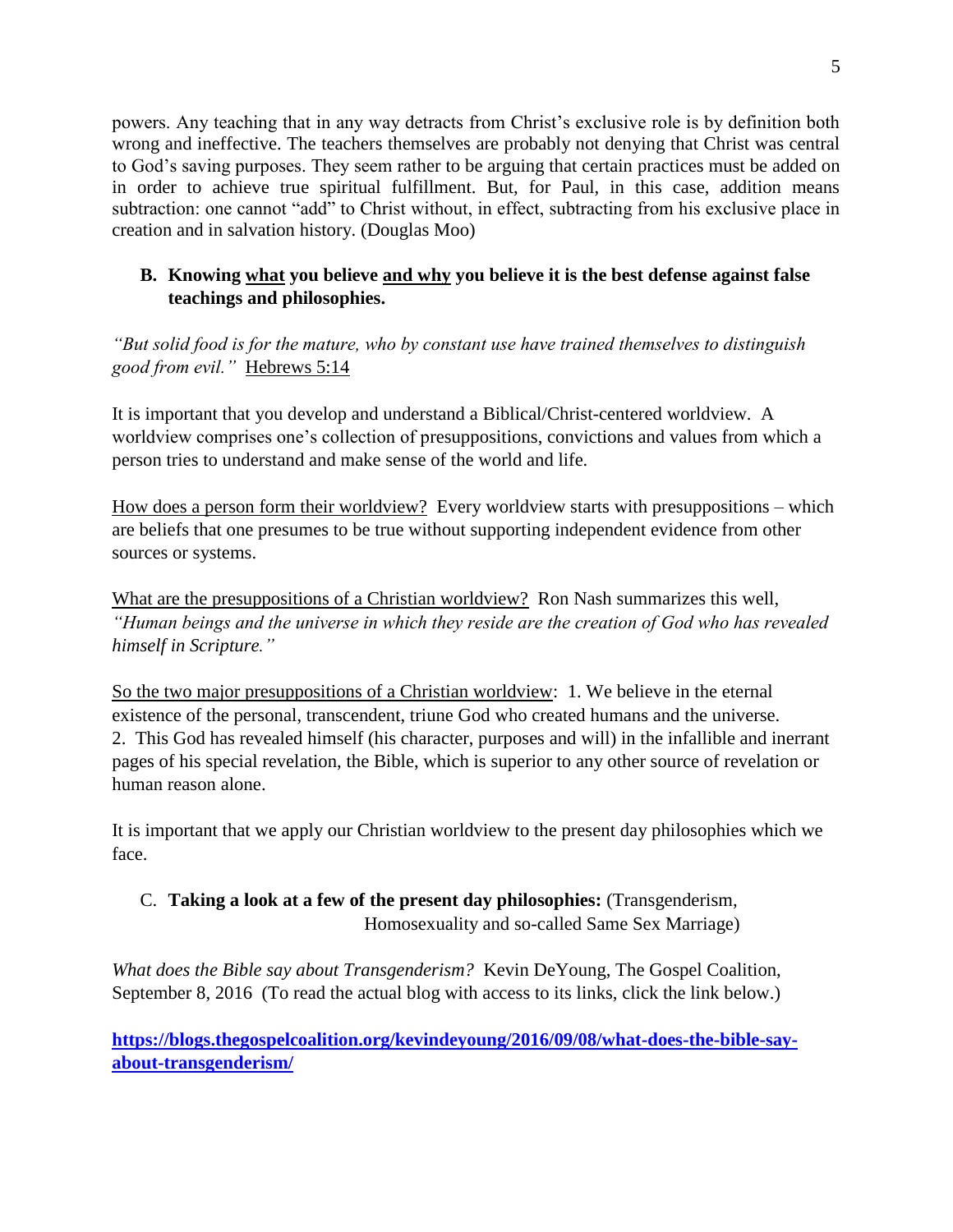powers. Any teaching that in any way detracts from Christ's exclusive role is by definition both wrong and ineffective. The teachers themselves are probably not denying that Christ was central to God's saving purposes. They seem rather to be arguing that certain practices must be added on in order to achieve true spiritual fulfillment. But, for Paul, in this case, addition means subtraction: one cannot "add" to Christ without, in effect, subtracting from his exclusive place in creation and in salvation history. (Douglas Moo)

**B. Knowing what you believe and why you believe it is the best defense against false teachings and philosophies.**

*"But solid food is for the mature, who by constant use have trained themselves to distinguish good from evil."* Hebrews 5:14

It is important that you develop and understand a Biblical/Christ-centered worldview. A worldview comprises one's collection of presuppositions, convictions and values from which a person tries to understand and make sense of the world and life.

How does a person form their worldview? Every worldview starts with presuppositions – which are beliefs that one presumes to be true without supporting independent evidence from other sources or systems.

What are the presuppositions of a Christian worldview? Ron Nash summarizes this well, *"Human beings and the universe in which they reside are the creation of God who has revealed himself in Scripture."*

So the two major presuppositions of a Christian worldview: 1. We believe in the eternal existence of the personal, transcendent, triune God who created humans and the universe. 2. This God has revealed himself (his character, purposes and will) in the infallible and inerrant pages of his special revelation, the Bible, which is superior to any other source of revelation or human reason alone.

It is important that we apply our Christian worldview to the present day philosophies which we face.

C. **Taking a look at a few of the present day philosophies:** (Transgenderism, Homosexuality and so-called Same Sex Marriage)

*What does the Bible say about Transgenderism?* Kevin DeYoung, The Gospel Coalition, September 8, 2016 (To read the actual blog with access to its links, click the link below.)

**https://blogs.thegospelcoalition.org/kevindeyoung/2016/09/08/what-does-the-bible-say-about-transgenderism/**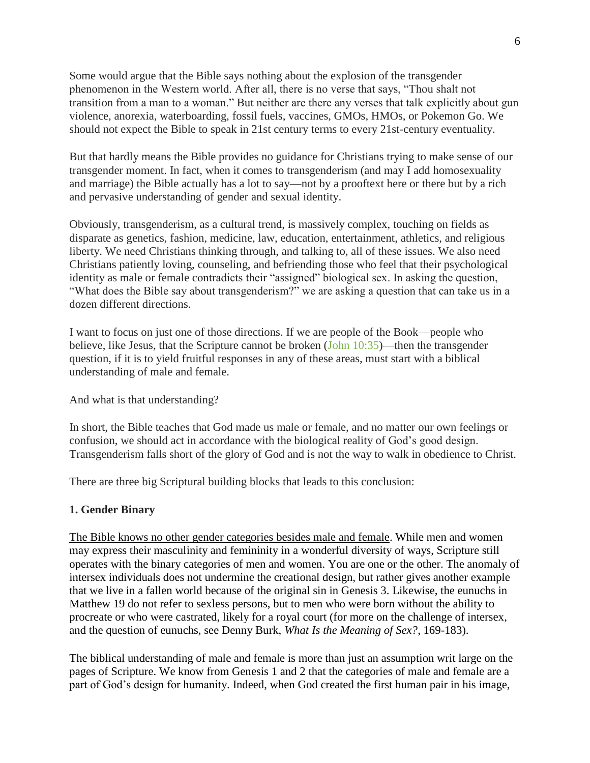Some would argue that the Bible says nothing about the explosion of the transgender phenomenon in the Western world. After all, there is no verse that says, "Thou shalt not transition from a man to a woman." But neither are there any verses that talk explicitly about gun violence, anorexia, waterboarding, fossil fuels, vaccines, GMOs, HMOs, or Pokemon Go. We should not expect the Bible to speak in 21st century terms to every 21st-century eventuality.

But that hardly means the Bible provides no guidance for Christians trying to make sense of our transgender moment. In fact, when it comes to transgenderism (and may I add homosexuality and marriage) the Bible actually has a lot to say—not by a prooftext here or there but by a rich and pervasive understanding of gender and sexual identity.

Obviously, transgenderism, as a cultural trend, is massively complex, touching on fields as disparate as genetics, fashion, medicine, law, education, entertainment, athletics, and religious liberty. We need Christians thinking through, and talking to, all of these issues. We also need Christians patiently loving, counseling, and befriending those who feel that their psychological identity as male or female contradicts their "assigned" biological sex. In asking the question, "What does the Bible say about transgenderism?" we are asking a question that can take us in a dozen different directions.

I want to focus on just one of those directions. If we are people of the Book—people who believe, like Jesus, that the Scripture cannot be broken (John 10:35)—then the transgender question, if it is to yield fruitful responses in any of these areas, must start with a biblical understanding of male and female.

And what is that understanding?

In short, the Bible teaches that God made us male or female, and no matter our own feelings or confusion, we should act in accordance with the biological reality of God's good design. Transgenderism falls short of the glory of God and is not the way to walk in obedience to Christ.

There are three big Scriptural building blocks that leads to this conclusion:

**1. Gender Binary**

The Bible knows no other gender categories besides male and female. While men and women may express their masculinity and femininity in a wonderful diversity of ways, Scripture still operates with the binary categories of men and women. You are one or the other. The anomaly of intersex individuals does not undermine the creational design, but rather gives another example that we live in a fallen world because of the original sin in Genesis 3. Likewise, the eunuchs in Matthew 19 do not refer to sexless persons, but to men who were born without the ability to procreate or who were castrated, likely for a royal court (for more on the challenge of intersex, and the question of eunuchs, see Denny Burk, *What Is the Meaning of Sex?*, 169-183).

The biblical understanding of male and female is more than just an assumption writ large on the pages of Scripture. We know from Genesis 1 and 2 that the categories of male and female are a part of God's design for humanity. Indeed, when God created the first human pair in his image,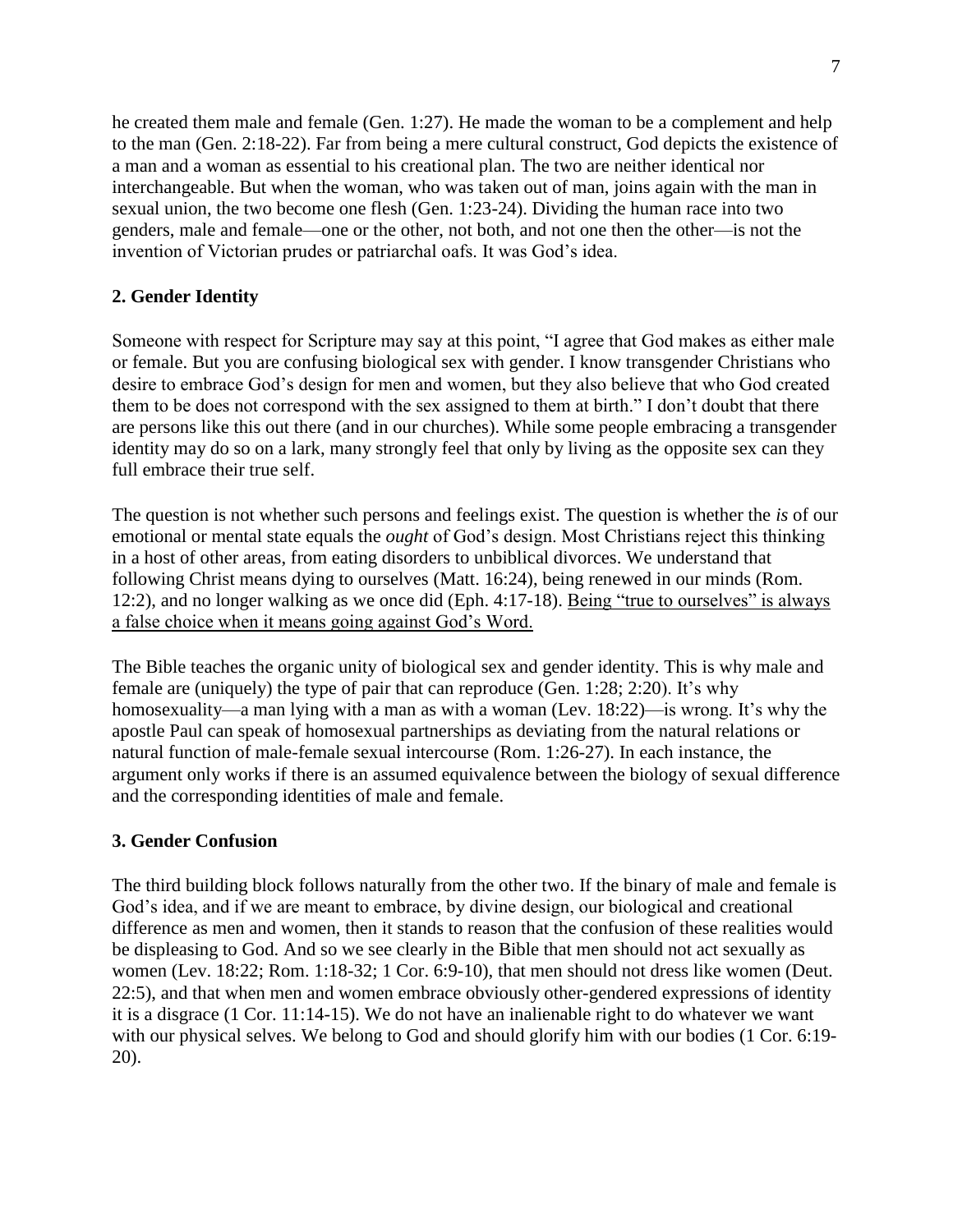he created them male and female (Gen. 1:27). He made the woman to be a complement and help to the man (Gen. 2:18-22). Far from being a mere cultural construct, God depicts the existence of a man and a woman as essential to his creational plan. The two are neither identical nor interchangeable. But when the woman, who was taken out of man, joins again with the man in sexual union, the two become one flesh (Gen. 1:23-24). Dividing the human race into two genders, male and female—one or the other, not both, and not one then the other—is not the invention of Victorian prudes or patriarchal oafs. It was God's idea.

**2. Gender Identity**

Someone with respect for Scripture may say at this point, "I agree that God makes as either male or female. But you are confusing biological sex with gender. I know transgender Christians who desire to embrace God's design for men and women, but they also believe that who God created them to be does not correspond with the sex assigned to them at birth." I don't doubt that there are persons like this out there (and in our churches). While some people embracing a transgender identity may do so on a lark, many strongly feel that only by living as the opposite sex can they full embrace their true self.

The question is not whether such persons and feelings exist. The question is whether the *is* of our emotional or mental state equals the *ought* of God's design. Most Christians reject this thinking in a host of other areas, from eating disorders to unbiblical divorces. We understand that following Christ means dying to ourselves (Matt. 16:24), being renewed in our minds (Rom. 12:2), and no longer walking as we once did (Eph. 4:17-18). <u>Being "true to ourselves" is always a false choice when it means going against God's Word.</u>

The Bible teaches the organic unity of biological sex and gender identity. This is why male and female are (uniquely) the type of pair that can reproduce (Gen. 1:28; 2:20). It's why homosexuality—a man lying with a man as with a woman (Lev. 18:22)—is wrong. It's why the apostle Paul can speak of homosexual partnerships as deviating from the natural relations or natural function of male-female sexual intercourse (Rom. 1:26-27). In each instance, the argument only works if there is an assumed equivalence between the biology of sexual difference and the corresponding identities of male and female.

**3. Gender Confusion**

The third building block follows naturally from the other two. If the binary of male and female is God's idea, and if we are meant to embrace, by divine design, our biological and creational difference as men and women, then it stands to reason that the confusion of these realities would be displeasing to God. And so we see clearly in the Bible that men should not act sexually as women (Lev. 18:22; Rom. 1:18-32; 1 Cor. 6:9-10), that men should not dress like women (Deut. 22:5), and that when men and women embrace obviously other-gendered expressions of identity it is a disgrace (1 Cor. 11:14-15). We do not have an inalienable right to do whatever we want with our physical selves. We belong to God and should glorify him with our bodies (1 Cor. 6:19-20).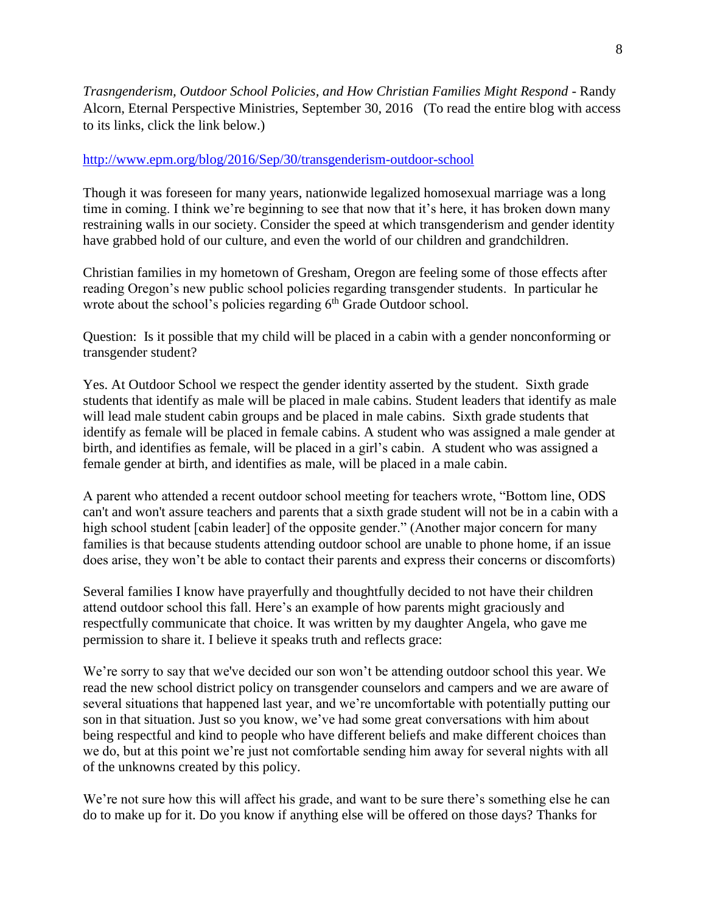*Trasngenderism, Outdoor School Policies, and How Christian Families Might Respond* - Randy Alcorn, Eternal Perspective Ministries, September 30, 2016 (To read the entire blog with access to its links, click the link below.)

http://www.epm.org/blog/2016/Sep/30/transgenderism-outdoor-school

Though it was foreseen for many years, nationwide legalized homosexual marriage was a long time in coming. I think we're beginning to see that now that it's here, it has broken down many restraining walls in our society. Consider the speed at which transgenderism and gender identity have grabbed hold of our culture, and even the world of our children and grandchildren.

Christian families in my hometown of Gresham, Oregon are feeling some of those effects after reading Oregon's new public school policies regarding transgender students. In particular he wrote about the school's policies regarding 6th Grade Outdoor school.

Question: Is it possible that my child will be placed in a cabin with a gender nonconforming or transgender student?

Yes. At Outdoor School we respect the gender identity asserted by the student. Sixth grade students that identify as male will be placed in male cabins. Student leaders that identify as male will lead male student cabin groups and be placed in male cabins. Sixth grade students that identify as female will be placed in female cabins. A student who was assigned a male gender at birth, and identifies as female, will be placed in a girl's cabin. A student who was assigned a female gender at birth, and identifies as male, will be placed in a male cabin.

A parent who attended a recent outdoor school meeting for teachers wrote, "Bottom line, ODS can't and won't assure teachers and parents that a sixth grade student will not be in a cabin with a high school student [cabin leader] of the opposite gender." (Another major concern for many families is that because students attending outdoor school are unable to phone home, if an issue does arise, they won't be able to contact their parents and express their concerns or discomforts)

Several families I know have prayerfully and thoughtfully decided to not have their children attend outdoor school this fall. Here's an example of how parents might graciously and respectfully communicate that choice. It was written by my daughter Angela, who gave me permission to share it. I believe it speaks truth and reflects grace:

We're sorry to say that we've decided our son won't be attending outdoor school this year. We read the new school district policy on transgender counselors and campers and we are aware of several situations that happened last year, and we're uncomfortable with potentially putting our son in that situation. Just so you know, we've had some great conversations with him about being respectful and kind to people who have different beliefs and make different choices than we do, but at this point we're just not comfortable sending him away for several nights with all of the unknowns created by this policy.

We're not sure how this will affect his grade, and want to be sure there's something else he can do to make up for it. Do you know if anything else will be offered on those days? Thanks for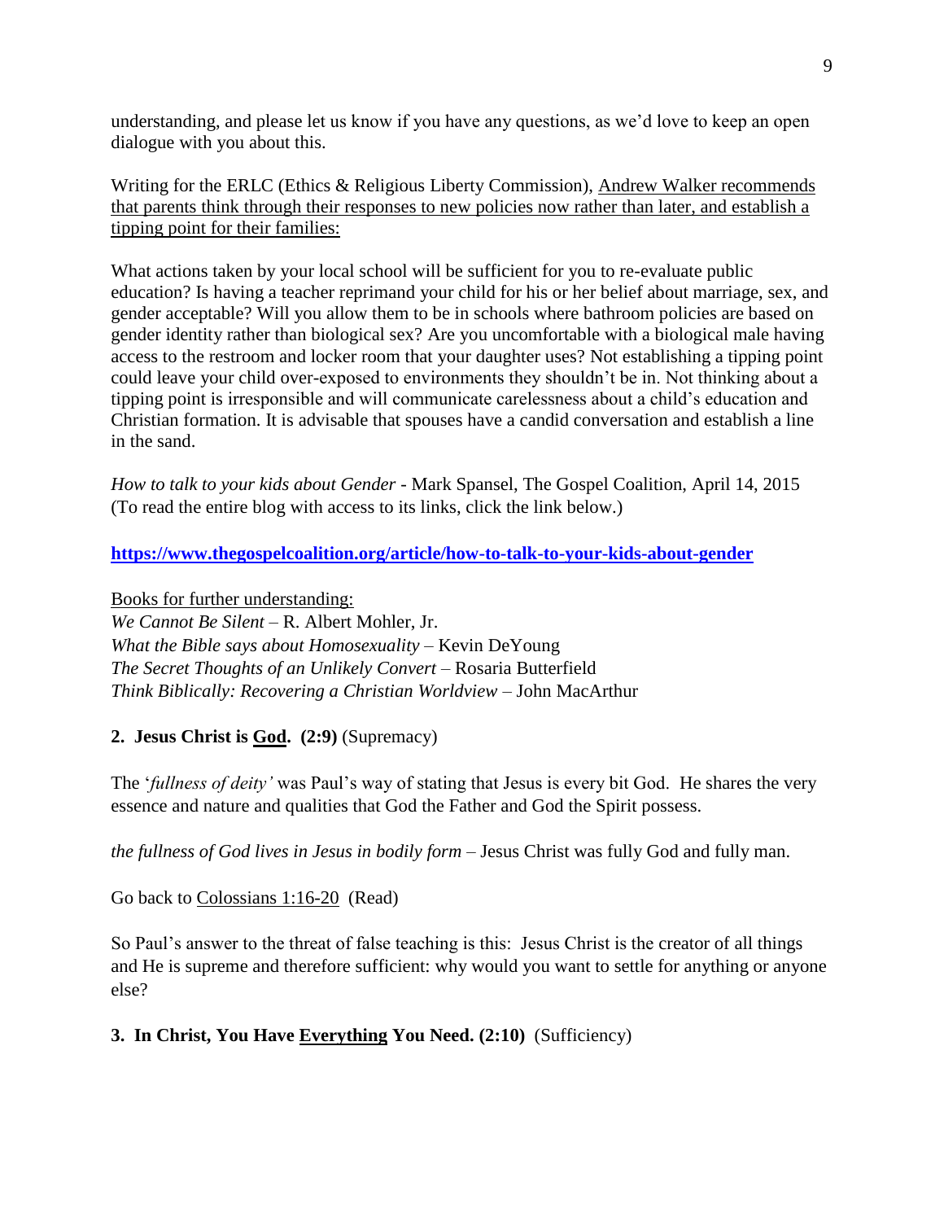understanding, and please let us know if you have any questions, as we'd love to keep an open dialogue with you about this.

Writing for the ERLC (Ethics & Religious Liberty Commission), Andrew Walker recommends that parents think through their responses to new policies now rather than later, and establish a tipping point for their families:

What actions taken by your local school will be sufficient for you to re-evaluate public education? Is having a teacher reprimand your child for his or her belief about marriage, sex, and gender acceptable? Will you allow them to be in schools where bathroom policies are based on gender identity rather than biological sex? Are you uncomfortable with a biological male having access to the restroom and locker room that your daughter uses? Not establishing a tipping point could leave your child over-exposed to environments they shouldn't be in. Not thinking about a tipping point is irresponsible and will communicate carelessness about a child's education and Christian formation. It is advisable that spouses have a candid conversation and establish a line in the sand.

*How to talk to your kids about Gender* - Mark Spansel, The Gospel Coalition, April 14, 2015
(To read the entire blog with access to its links, click the link below.)

**https://www.thegospelcoalition.org/article/how-to-talk-to-your-kids-about-gender**

Books for further understanding:
*We Cannot Be Silent* – R. Albert Mohler, Jr.
*What the Bible says about Homosexuality* – Kevin DeYoung
*The Secret Thoughts of an Unlikely Convert* – Rosaria Butterfield
*Think Biblically: Recovering a Christian Worldview* – John MacArthur

**2. Jesus Christ is God. (2:9)** (Supremacy)

The '*fullness of deity'* was Paul's way of stating that Jesus is every bit God. He shares the very essence and nature and qualities that God the Father and God the Spirit possess.

*the fullness of God lives in Jesus in bodily form* – Jesus Christ was fully God and fully man.

Go back to Colossians 1:16-20 (Read)

So Paul's answer to the threat of false teaching is this: Jesus Christ is the creator of all things and He is supreme and therefore sufficient: why would you want to settle for anything or anyone else?

**3. In Christ, You Have Everything You Need. (2:10)** (Sufficiency)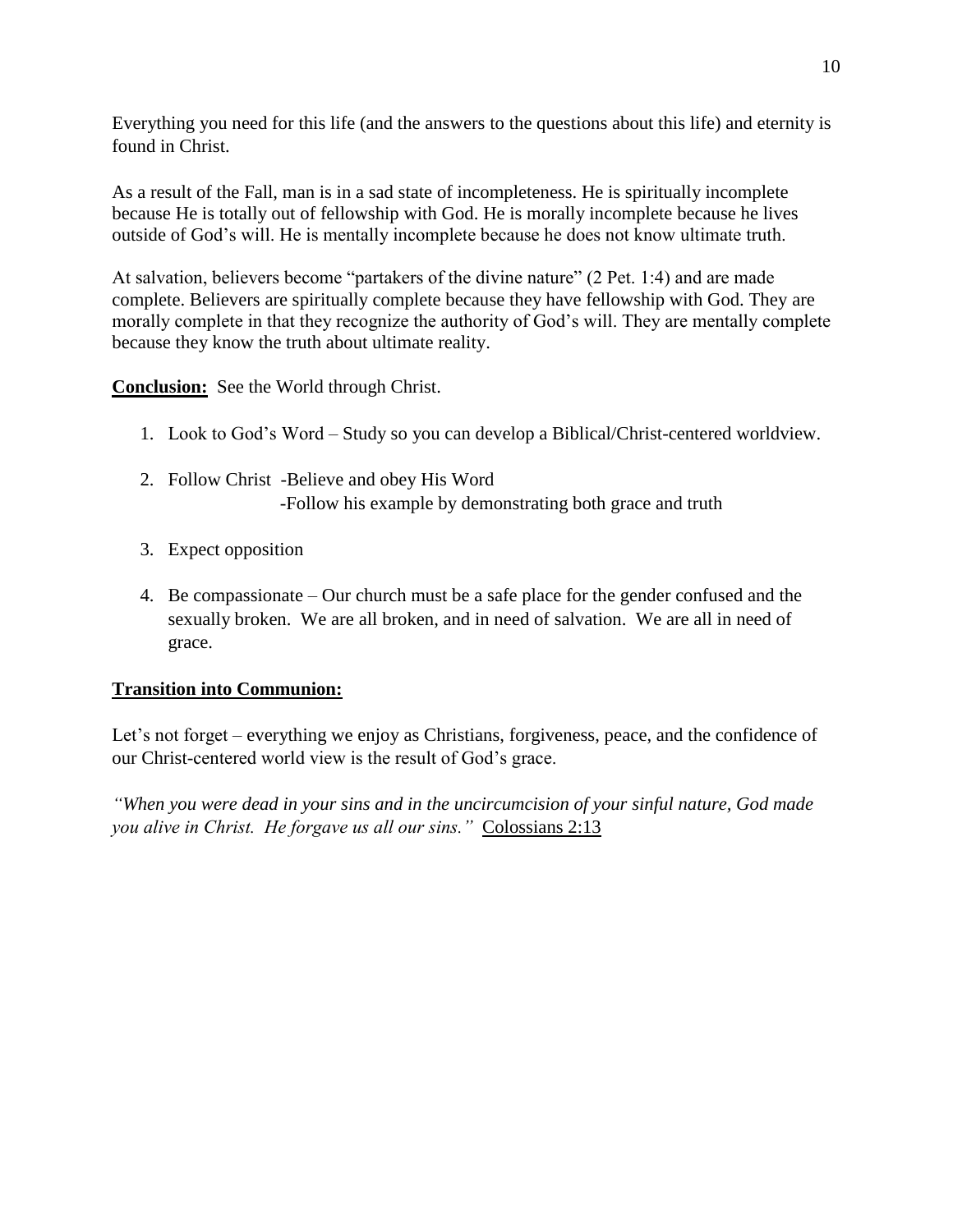Everything you need for this life (and the answers to the questions about this life) and eternity is found in Christ.

As a result of the Fall, man is in a sad state of incompleteness. He is spiritually incomplete because He is totally out of fellowship with God. He is morally incomplete because he lives outside of God's will. He is mentally incomplete because he does not know ultimate truth.

At salvation, believers become "partakers of the divine nature" (2 Pet. 1:4) and are made complete. Believers are spiritually complete because they have fellowship with God. They are morally complete in that they recognize the authority of God's will. They are mentally complete because they know the truth about ultimate reality.

**<u>Conclusion:</u>** See the World through Christ.

1. Look to God's Word – Study so you can develop a Biblical/Christ-centered worldview.

2. Follow Christ -Believe and obey His Word
   -Follow his example by demonstrating both grace and truth

3. Expect opposition

4. Be compassionate – Our church must be a safe place for the gender confused and the sexually broken. We are all broken, and in need of salvation. We are all in need of grace.

**<u>Transition into Communion:</u>**

Let's not forget – everything we enjoy as Christians, forgiveness, peace, and the confidence of our Christ-centered world view is the result of God's grace.

*"When you were dead in your sins and in the uncircumcision of your sinful nature, God made you alive in Christ. He forgave us all our sins."* <u>Colossians 2:13</u>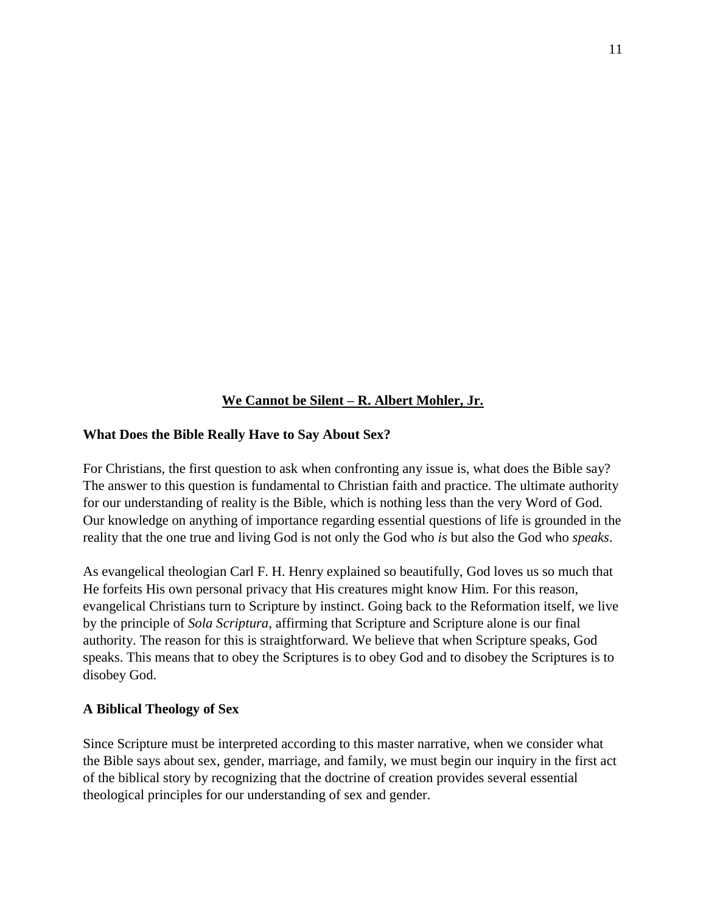## We Cannot be Silent – R. Albert Mohler, Jr.

### What Does the Bible Really Have to Say About Sex?

For Christians, the first question to ask when confronting any issue is, what does the Bible say? The answer to this question is fundamental to Christian faith and practice. The ultimate authority for our understanding of reality is the Bible, which is nothing less than the very Word of God. Our knowledge on anything of importance regarding essential questions of life is grounded in the reality that the one true and living God is not only the God who *is* but also the God who *speaks*.

As evangelical theologian Carl F. H. Henry explained so beautifully, God loves us so much that He forfeits His own personal privacy that His creatures might know Him. For this reason, evangelical Christians turn to Scripture by instinct. Going back to the Reformation itself, we live by the principle of *Sola Scriptura*, affirming that Scripture and Scripture alone is our final authority. The reason for this is straightforward. We believe that when Scripture speaks, God speaks. This means that to obey the Scriptures is to obey God and to disobey the Scriptures is to disobey God.

### A Biblical Theology of Sex

Since Scripture must be interpreted according to this master narrative, when we consider what the Bible says about sex, gender, marriage, and family, we must begin our inquiry in the first act of the biblical story by recognizing that the doctrine of creation provides several essential theological principles for our understanding of sex and gender.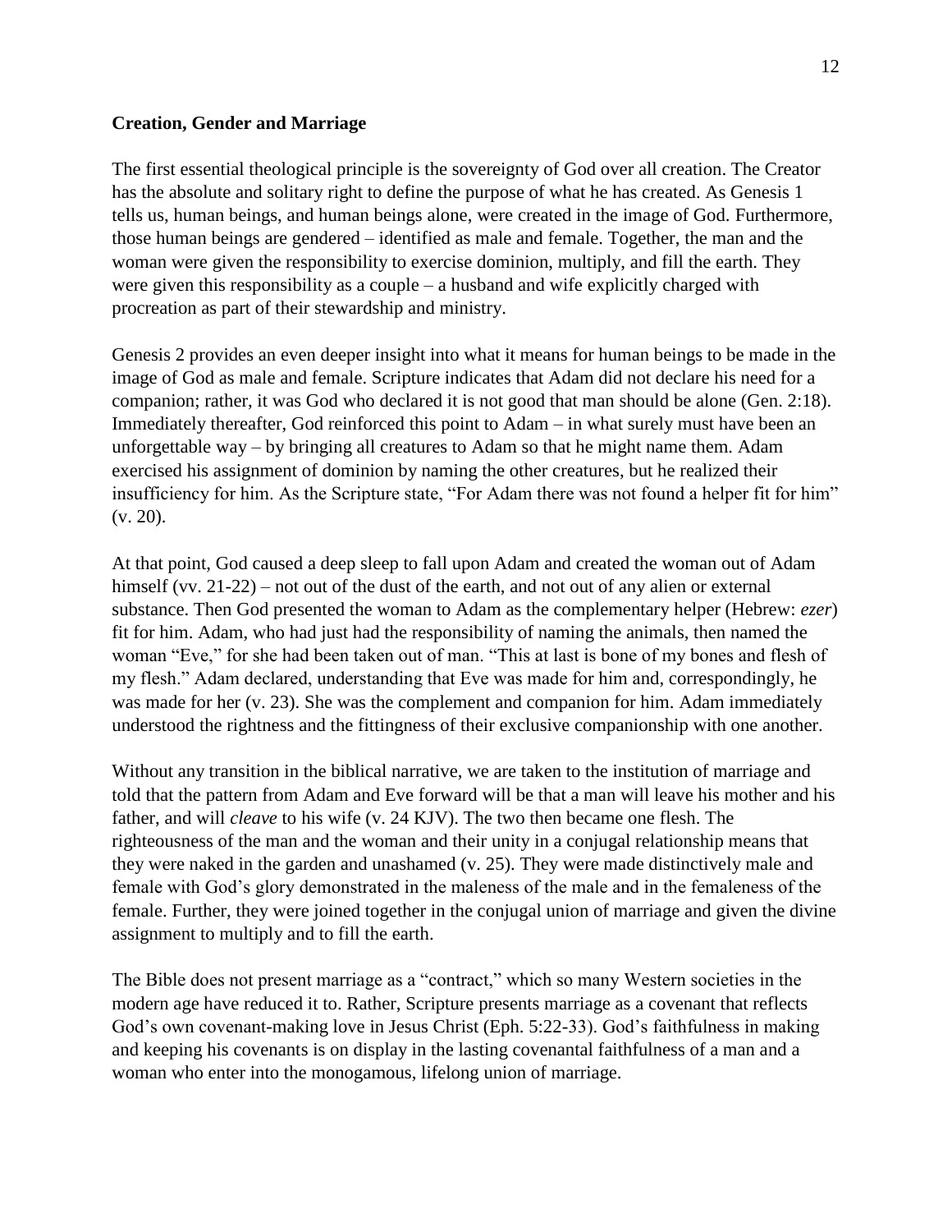**Creation, Gender and Marriage**

The first essential theological principle is the sovereignty of God over all creation. The Creator has the absolute and solitary right to define the purpose of what he has created. As Genesis 1 tells us, human beings, and human beings alone, were created in the image of God. Furthermore, those human beings are gendered – identified as male and female. Together, the man and the woman were given the responsibility to exercise dominion, multiply, and fill the earth. They were given this responsibility as a couple – a husband and wife explicitly charged with procreation as part of their stewardship and ministry.

Genesis 2 provides an even deeper insight into what it means for human beings to be made in the image of God as male and female. Scripture indicates that Adam did not declare his need for a companion; rather, it was God who declared it is not good that man should be alone (Gen. 2:18). Immediately thereafter, God reinforced this point to Adam – in what surely must have been an unforgettable way – by bringing all creatures to Adam so that he might name them. Adam exercised his assignment of dominion by naming the other creatures, but he realized their insufficiency for him. As the Scripture state, "For Adam there was not found a helper fit for him" (v. 20).

At that point, God caused a deep sleep to fall upon Adam and created the woman out of Adam himself (vv. 21-22) – not out of the dust of the earth, and not out of any alien or external substance. Then God presented the woman to Adam as the complementary helper (Hebrew: *ezer*) fit for him. Adam, who had just had the responsibility of naming the animals, then named the woman "Eve," for she had been taken out of man. "This at last is bone of my bones and flesh of my flesh." Adam declared, understanding that Eve was made for him and, correspondingly, he was made for her (v. 23). She was the complement and companion for him. Adam immediately understood the rightness and the fittingness of their exclusive companionship with one another.

Without any transition in the biblical narrative, we are taken to the institution of marriage and told that the pattern from Adam and Eve forward will be that a man will leave his mother and his father, and will *cleave* to his wife (v. 24 KJV). The two then became one flesh. The righteousness of the man and the woman and their unity in a conjugal relationship means that they were naked in the garden and unashamed (v. 25). They were made distinctively male and female with God's glory demonstrated in the maleness of the male and in the femaleness of the female. Further, they were joined together in the conjugal union of marriage and given the divine assignment to multiply and to fill the earth.

The Bible does not present marriage as a "contract," which so many Western societies in the modern age have reduced it to. Rather, Scripture presents marriage as a covenant that reflects God's own covenant-making love in Jesus Christ (Eph. 5:22-33). God's faithfulness in making and keeping his covenants is on display in the lasting covenantal faithfulness of a man and a woman who enter into the monogamous, lifelong union of marriage.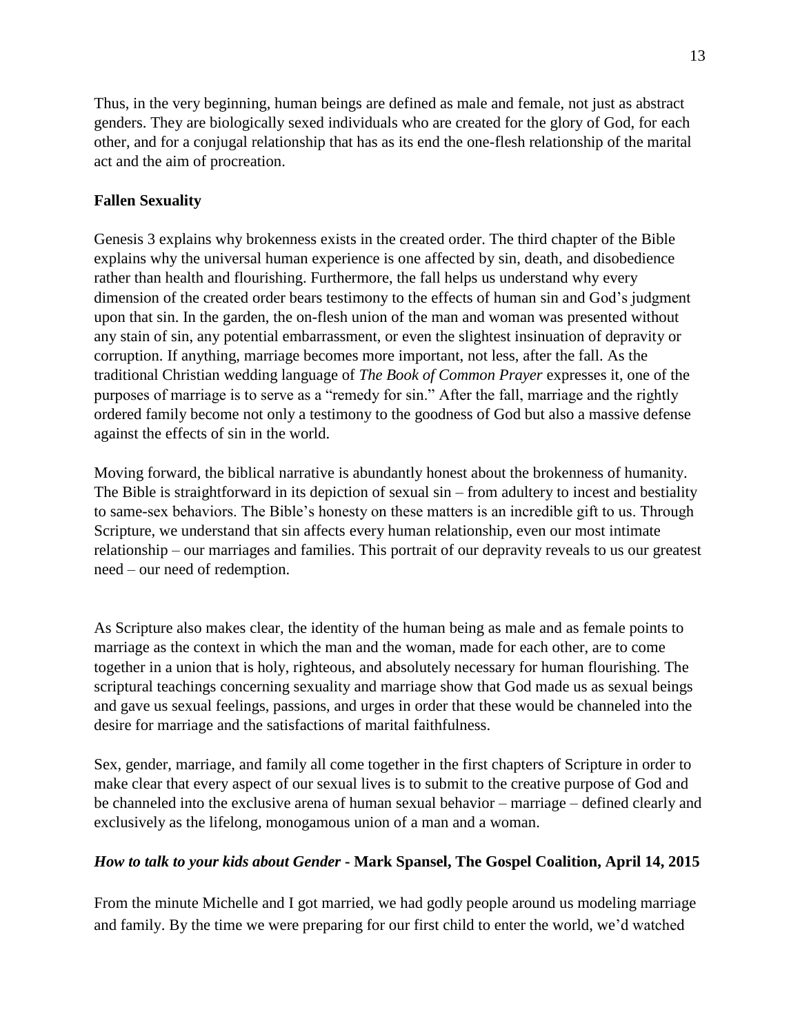Thus, in the very beginning, human beings are defined as male and female, not just as abstract genders. They are biologically sexed individuals who are created for the glory of God, for each other, and for a conjugal relationship that has as its end the one-flesh relationship of the marital act and the aim of procreation.

**Fallen Sexuality**

Genesis 3 explains why brokenness exists in the created order. The third chapter of the Bible explains why the universal human experience is one affected by sin, death, and disobedience rather than health and flourishing. Furthermore, the fall helps us understand why every dimension of the created order bears testimony to the effects of human sin and God's judgment upon that sin. In the garden, the on-flesh union of the man and woman was presented without any stain of sin, any potential embarrassment, or even the slightest insinuation of depravity or corruption. If anything, marriage becomes more important, not less, after the fall. As the traditional Christian wedding language of *The Book of Common Prayer* expresses it, one of the purposes of marriage is to serve as a "remedy for sin." After the fall, marriage and the rightly ordered family become not only a testimony to the goodness of God but also a massive defense against the effects of sin in the world.

Moving forward, the biblical narrative is abundantly honest about the brokenness of humanity. The Bible is straightforward in its depiction of sexual sin – from adultery to incest and bestiality to same-sex behaviors. The Bible's honesty on these matters is an incredible gift to us. Through Scripture, we understand that sin affects every human relationship, even our most intimate relationship – our marriages and families. This portrait of our depravity reveals to us our greatest need – our need of redemption.

As Scripture also makes clear, the identity of the human being as male and as female points to marriage as the context in which the man and the woman, made for each other, are to come together in a union that is holy, righteous, and absolutely necessary for human flourishing. The scriptural teachings concerning sexuality and marriage show that God made us as sexual beings and gave us sexual feelings, passions, and urges in order that these would be channeled into the desire for marriage and the satisfactions of marital faithfulness.

Sex, gender, marriage, and family all come together in the first chapters of Scripture in order to make clear that every aspect of our sexual lives is to submit to the creative purpose of God and be channeled into the exclusive arena of human sexual behavior – marriage – defined clearly and exclusively as the lifelong, monogamous union of a man and a woman.

***How to talk to your kids about Gender*** **- Mark Spansel, The Gospel Coalition, April 14, 2015**

From the minute Michelle and I got married, we had godly people around us modeling marriage and family. By the time we were preparing for our first child to enter the world, we'd watched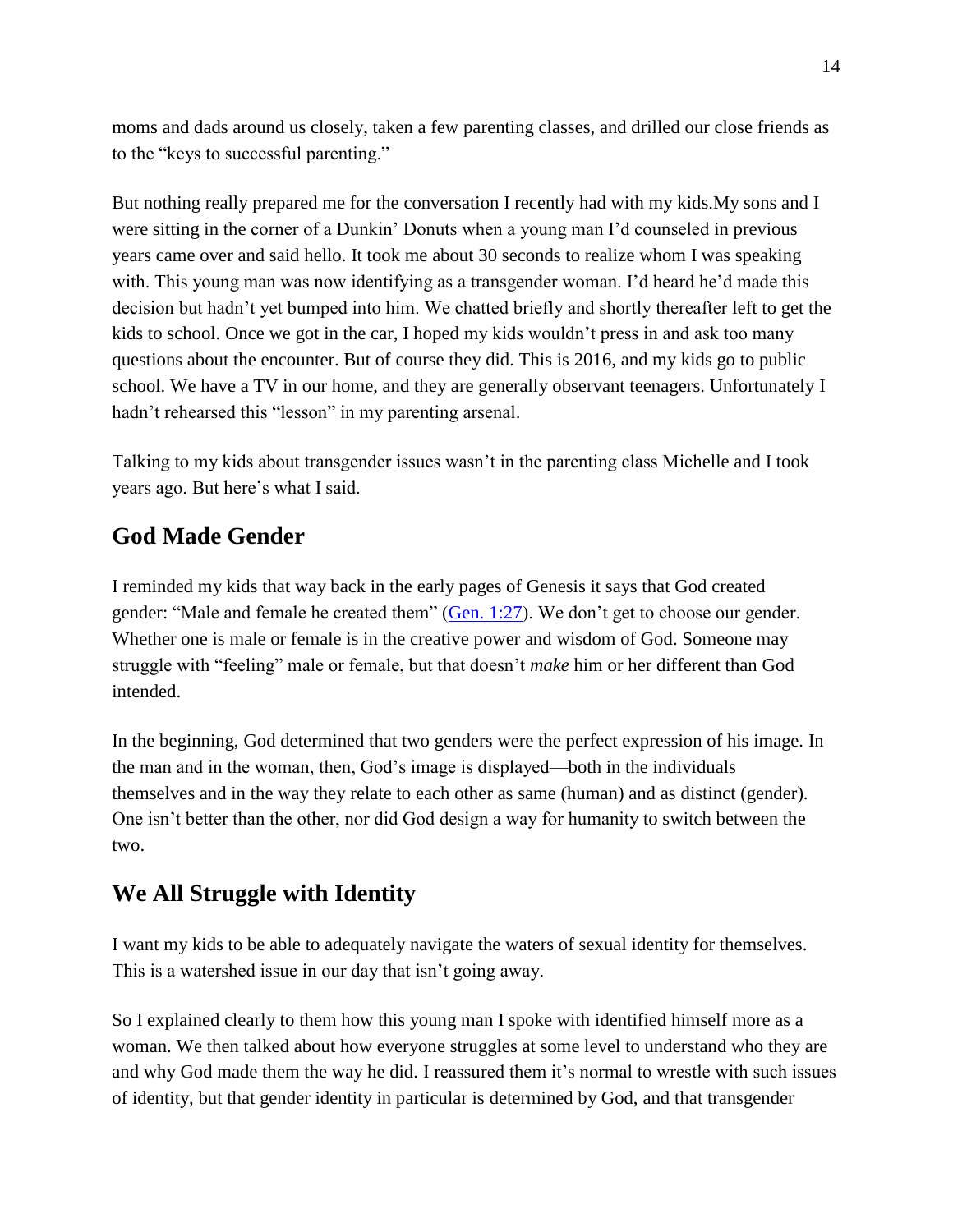moms and dads around us closely, taken a few parenting classes, and drilled our close friends as to the "keys to successful parenting."

But nothing really prepared me for the conversation I recently had with my kids.My sons and I were sitting in the corner of a Dunkin' Donuts when a young man I'd counseled in previous years came over and said hello. It took me about 30 seconds to realize whom I was speaking with. This young man was now identifying as a transgender woman. I'd heard he'd made this decision but hadn't yet bumped into him. We chatted briefly and shortly thereafter left to get the kids to school. Once we got in the car, I hoped my kids wouldn't press in and ask too many questions about the encounter. But of course they did. This is 2016, and my kids go to public school. We have a TV in our home, and they are generally observant teenagers. Unfortunately I hadn't rehearsed this "lesson" in my parenting arsenal.

Talking to my kids about transgender issues wasn't in the parenting class Michelle and I took years ago. But here's what I said.

## God Made Gender

I reminded my kids that way back in the early pages of Genesis it says that God created gender: "Male and female he created them" (Gen. 1:27). We don't get to choose our gender. Whether one is male or female is in the creative power and wisdom of God. Someone may struggle with "feeling" male or female, but that doesn't *make* him or her different than God intended.

In the beginning, God determined that two genders were the perfect expression of his image. In the man and in the woman, then, God's image is displayed—both in the individuals themselves and in the way they relate to each other as same (human) and as distinct (gender). One isn't better than the other, nor did God design a way for humanity to switch between the two.

## We All Struggle with Identity

I want my kids to be able to adequately navigate the waters of sexual identity for themselves. This is a watershed issue in our day that isn't going away.

So I explained clearly to them how this young man I spoke with identified himself more as a woman. We then talked about how everyone struggles at some level to understand who they are and why God made them the way he did. I reassured them it's normal to wrestle with such issues of identity, but that gender identity in particular is determined by God, and that transgender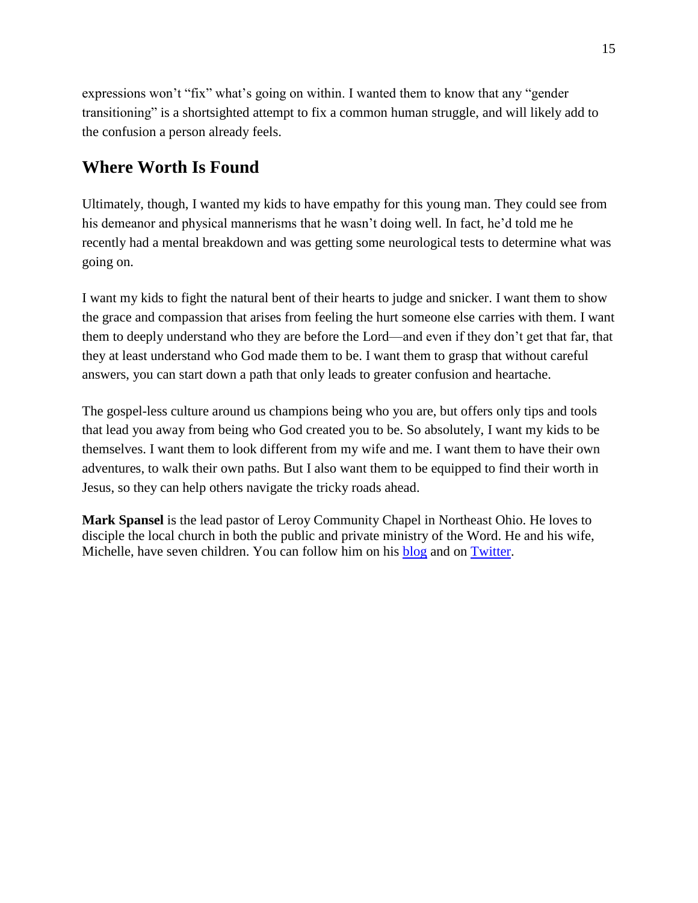expressions won't "fix" what's going on within. I wanted them to know that any "gender transitioning" is a shortsighted attempt to fix a common human struggle, and will likely add to the confusion a person already feels.

## Where Worth Is Found

Ultimately, though, I wanted my kids to have empathy for this young man. They could see from his demeanor and physical mannerisms that he wasn't doing well. In fact, he'd told me he recently had a mental breakdown and was getting some neurological tests to determine what was going on.

I want my kids to fight the natural bent of their hearts to judge and snicker. I want them to show the grace and compassion that arises from feeling the hurt someone else carries with them. I want them to deeply understand who they are before the Lord—and even if they don't get that far, that they at least understand who God made them to be. I want them to grasp that without careful answers, you can start down a path that only leads to greater confusion and heartache.

The gospel-less culture around us champions being who you are, but offers only tips and tools that lead you away from being who God created you to be. So absolutely, I want my kids to be themselves. I want them to look different from my wife and me. I want them to have their own adventures, to walk their own paths. But I also want them to be equipped to find their worth in Jesus, so they can help others navigate the tricky roads ahead.

**Mark Spansel** is the lead pastor of Leroy Community Chapel in Northeast Ohio. He loves to disciple the local church in both the public and private ministry of the Word. He and his wife, Michelle, have seven children. You can follow him on his blog and on Twitter.